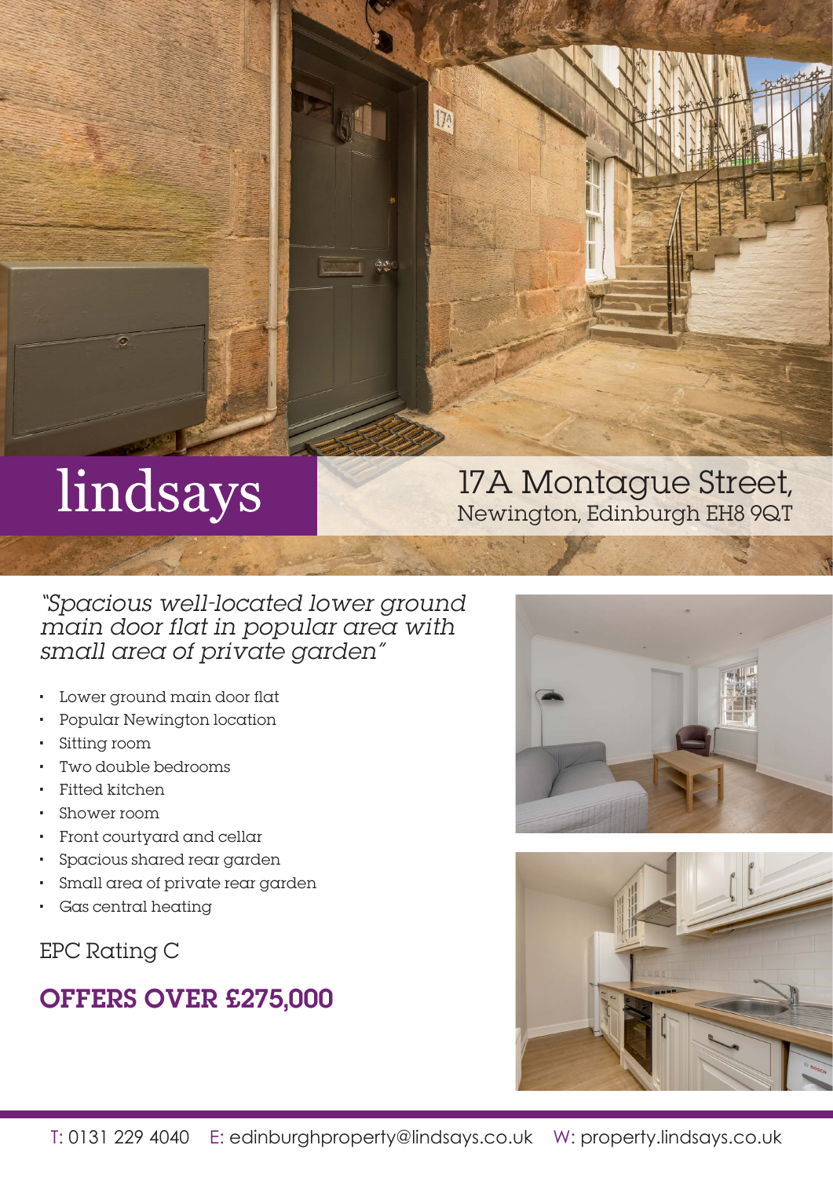lindsays

# 17A Montague Street,
Newington, Edinburgh EH8 9QT

*"Spacious well-located lower ground main door flat in popular area with small area of private garden"*

- Lower ground main door flat
- Popular Newington location
- Sitting room
- Two double bedrooms
- Fitted kitchen
- Shower room
- Front courtyard and cellar
- Spacious shared rear garden
- Small area of private rear garden
- Gas central heating

EPC Rating C

## OFFERS OVER £275,000

T: 0131 229 4040 E: edinburghproperty@lindsays.co.uk W: property.lindsays.co.uk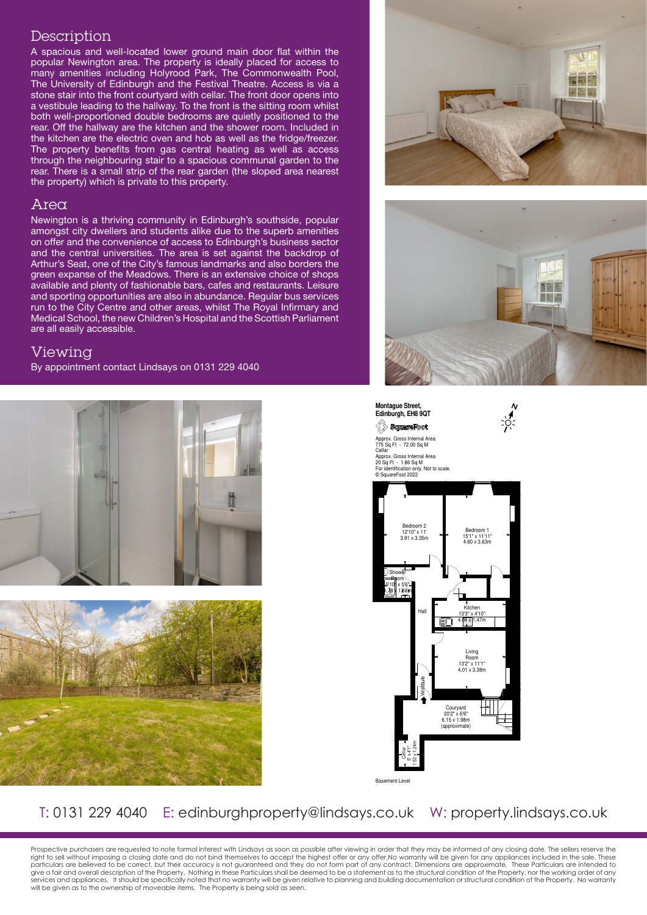## Description

A spacious and well-located lower ground main door flat within the popular Newington area. The property is ideally placed for access to many amenities including Holyrood Park, The Commonwealth Pool, The University of Edinburgh and the Festival Theatre. Access is via a stone stair into the front courtyard with cellar. The front door opens into a vestibule leading to the hallway. To the front is the sitting room whilst both well-proportioned double bedrooms are quietly positioned to the rear. Off the hallway are the kitchen and the shower room. Included in the kitchen are the electric oven and hob as well as the fridge/freezer. The property benefits from gas central heating as well as access through the neighbouring stair to a spacious communal garden to the rear. There is a small strip of the rear garden (the sloped area nearest the property) which is private to this property.

## Area

Newington is a thriving community in Edinburgh's southside, popular amongst city dwellers and students alike due to the superb amenities on offer and the convenience of access to Edinburgh's business sector and the central universities. The area is set against the backdrop of Arthur's Seat, one of the City's famous landmarks and also borders the green expanse of the Meadows. There is an extensive choice of shops available and plenty of fashionable bars, cafes and restaurants. Leisure and sporting opportunities are also in abundance. Regular bus services run to the City Centre and other areas, whilst The Royal Infirmary and Medical School, the new Children's Hospital and the Scottish Parliament are all easily accessible.

## Viewing

By appointment contact Lindsays on 0131 229 4040

**Montague Street, Edinburgh, EH8 9QT**

SquareFoot

Approx. Gross Internal Area
775 Sq Ft - 72.00 Sq M
Cellar
Approx. Gross Internal Area
20 Sq Ft - 1.86 Sq M
For identification only. Not to scale.
© SquareFoot 2022

Bedroom 2
12'10" x 11'
3.91 x 3.35m

Bedroom 1
15'1" x 11'11"
4.60 x 3.63m

Shower Room
5'10" x 5'6"
1.78 x 1.68m

Hall

Kitchen
13'3" x 4'10"
4.04 x 1.47m

Living Room
13'2" x 11'1"
4.01 x 3.38m

Vestibule

Couryard
20'2" x 6'6"
6.15 x 1.98m
(approximate)

Cellar
5' x 4'1"
1.52 x 1.24m

Basement Level

T: 0131 229 4040 E: edinburghproperty@lindsays.co.uk W: property.lindsays.co.uk

Prospective purchasers are requested to note formal interest with Lindsays as soon as possible after viewing in order that they may be informed of any closing date. The sellers reserve the right to sell without imposing a closing date and do not bind themselves to accept the highest offer or any offer.No warranty will be given for any appliances included in the sale. These particulars are believed to be correct, but their accuracy is not guaranteed and they do not form part of any contract. Dimensions are approximate. These Particulars are intended to give a fair and overall description of the Property. Nothing in these Particulars shall be deemed to be a statement as to the structural condition of the Property, nor the working order of any services and appliances. It should be specifically noted that no warranty will be given relative to planning and building documentation or structural condition of the Property. No warranty will be given as to the ownership of moveable items. The Property is being sold as seen.